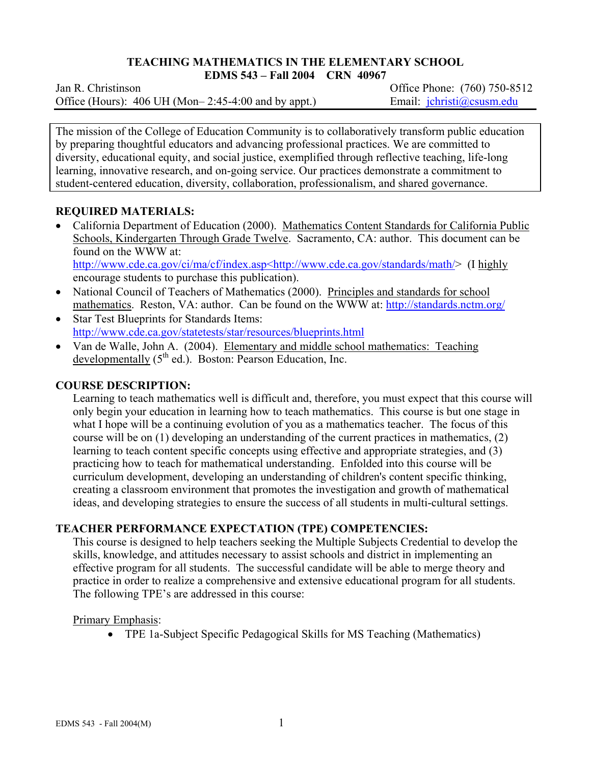# TEACHING MATHEMATICS IN THE ELEMENTARY SCHOOL

**EDMS 543 – Fall 2004 CRN 40967**

Jan R. Christinson
Office (Hours): 406 UH (Mon– 2:45-4:00 and by appt.)
Office Phone: (760) 750-8512
Email: jchristi@csusm.edu

The mission of the College of Education Community is to collaboratively transform public education by preparing thoughtful educators and advancing professional practices. We are committed to diversity, educational equity, and social justice, exemplified through reflective teaching, life-long learning, innovative research, and on-going service. Our practices demonstrate a commitment to student-centered education, diversity, collaboration, professionalism, and shared governance.

## REQUIRED MATERIALS:

- California Department of Education (2000). Mathematics Content Standards for California Public Schools, Kindergarten Through Grade Twelve. Sacramento, CA: author. This document can be found on the WWW at: http://www.cde.ca.gov/ci/ma/cf/index.asp<http://www.cde.ca.gov/standards/math/> (I highly encourage students to purchase this publication).
- National Council of Teachers of Mathematics (2000). Principles and standards for school mathematics. Reston, VA: author. Can be found on the WWW at: http://standards.nctm.org/
- Star Test Blueprints for Standards Items: http://www.cde.ca.gov/statetests/star/resources/blueprints.html
- Van de Walle, John A. (2004). Elementary and middle school mathematics: Teaching developmentally (5th ed.). Boston: Pearson Education, Inc.

## COURSE DESCRIPTION:

Learning to teach mathematics well is difficult and, therefore, you must expect that this course will only begin your education in learning how to teach mathematics. This course is but one stage in what I hope will be a continuing evolution of you as a mathematics teacher. The focus of this course will be on (1) developing an understanding of the current practices in mathematics, (2) learning to teach content specific concepts using effective and appropriate strategies, and (3) practicing how to teach for mathematical understanding. Enfolded into this course will be curriculum development, developing an understanding of children's content specific thinking, creating a classroom environment that promotes the investigation and growth of mathematical ideas, and developing strategies to ensure the success of all students in multi-cultural settings.

## TEACHER PERFORMANCE EXPECTATION (TPE) COMPETENCIES:

This course is designed to help teachers seeking the Multiple Subjects Credential to develop the skills, knowledge, and attitudes necessary to assist schools and district in implementing an effective program for all students. The successful candidate will be able to merge theory and practice in order to realize a comprehensive and extensive educational program for all students. The following TPE's are addressed in this course:

Primary Emphasis:

- TPE 1a-Subject Specific Pedagogical Skills for MS Teaching (Mathematics)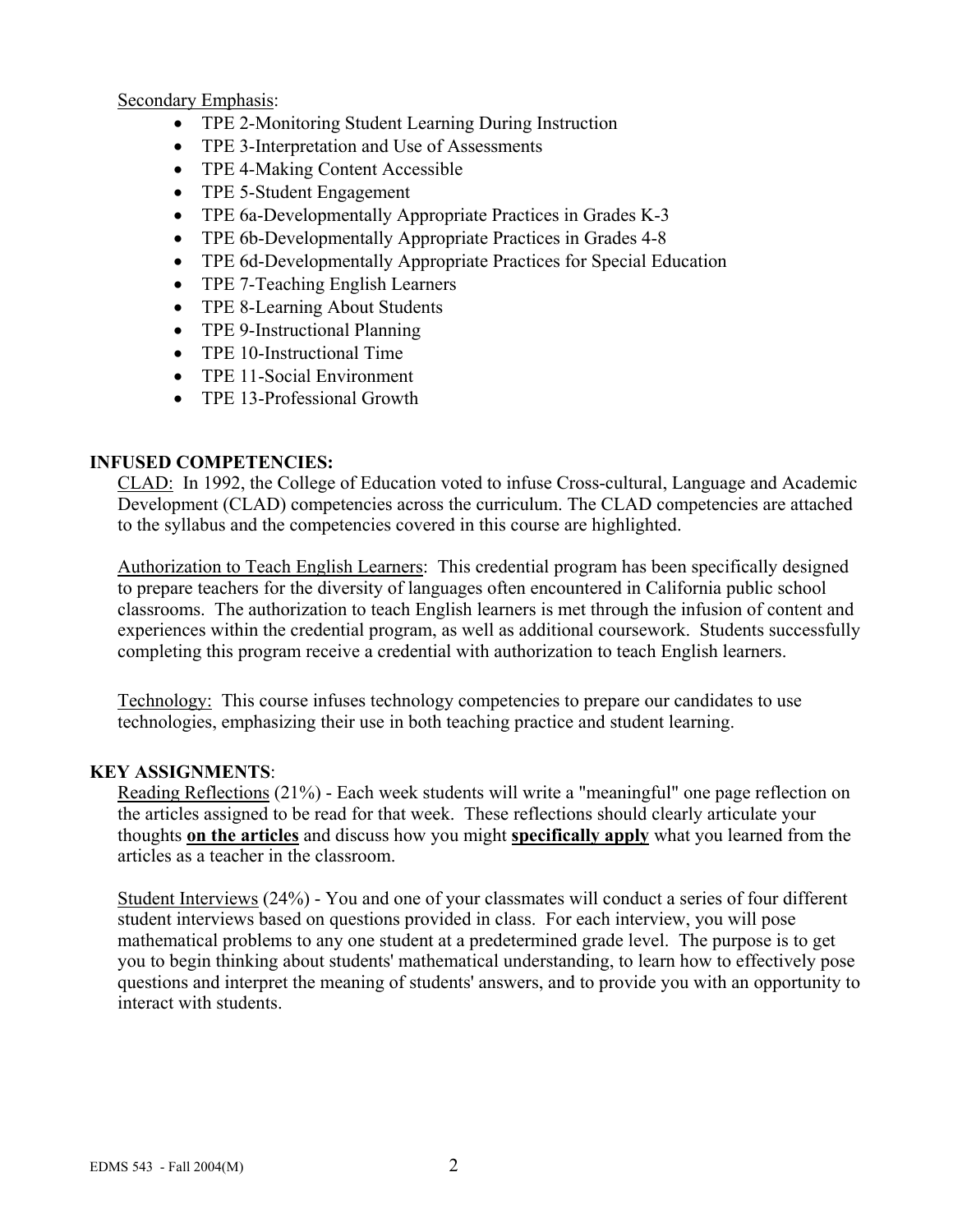Secondary Emphasis:

- TPE 2-Monitoring Student Learning During Instruction
- TPE 3-Interpretation and Use of Assessments
- TPE 4-Making Content Accessible
- TPE 5-Student Engagement
- TPE 6a-Developmentally Appropriate Practices in Grades K-3
- TPE 6b-Developmentally Appropriate Practices in Grades 4-8
- TPE 6d-Developmentally Appropriate Practices for Special Education
- TPE 7-Teaching English Learners
- TPE 8-Learning About Students
- TPE 9-Instructional Planning
- TPE 10-Instructional Time
- TPE 11-Social Environment
- TPE 13-Professional Growth

## INFUSED COMPETENCIES:

CLAD: In 1992, the College of Education voted to infuse Cross-cultural, Language and Academic Development (CLAD) competencies across the curriculum. The CLAD competencies are attached to the syllabus and the competencies covered in this course are highlighted.

Authorization to Teach English Learners: This credential program has been specifically designed to prepare teachers for the diversity of languages often encountered in California public school classrooms. The authorization to teach English learners is met through the infusion of content and experiences within the credential program, as well as additional coursework. Students successfully completing this program receive a credential with authorization to teach English learners.

Technology: This course infuses technology competencies to prepare our candidates to use technologies, emphasizing their use in both teaching practice and student learning.

## KEY ASSIGNMENTS:

Reading Reflections (21%) - Each week students will write a "meaningful" one page reflection on the articles assigned to be read for that week. These reflections should clearly articulate your thoughts **on the articles** and discuss how you might **specifically apply** what you learned from the articles as a teacher in the classroom.

Student Interviews (24%) - You and one of your classmates will conduct a series of four different student interviews based on questions provided in class. For each interview, you will pose mathematical problems to any one student at a predetermined grade level. The purpose is to get you to begin thinking about students' mathematical understanding, to learn how to effectively pose questions and interpret the meaning of students' answers, and to provide you with an opportunity to interact with students.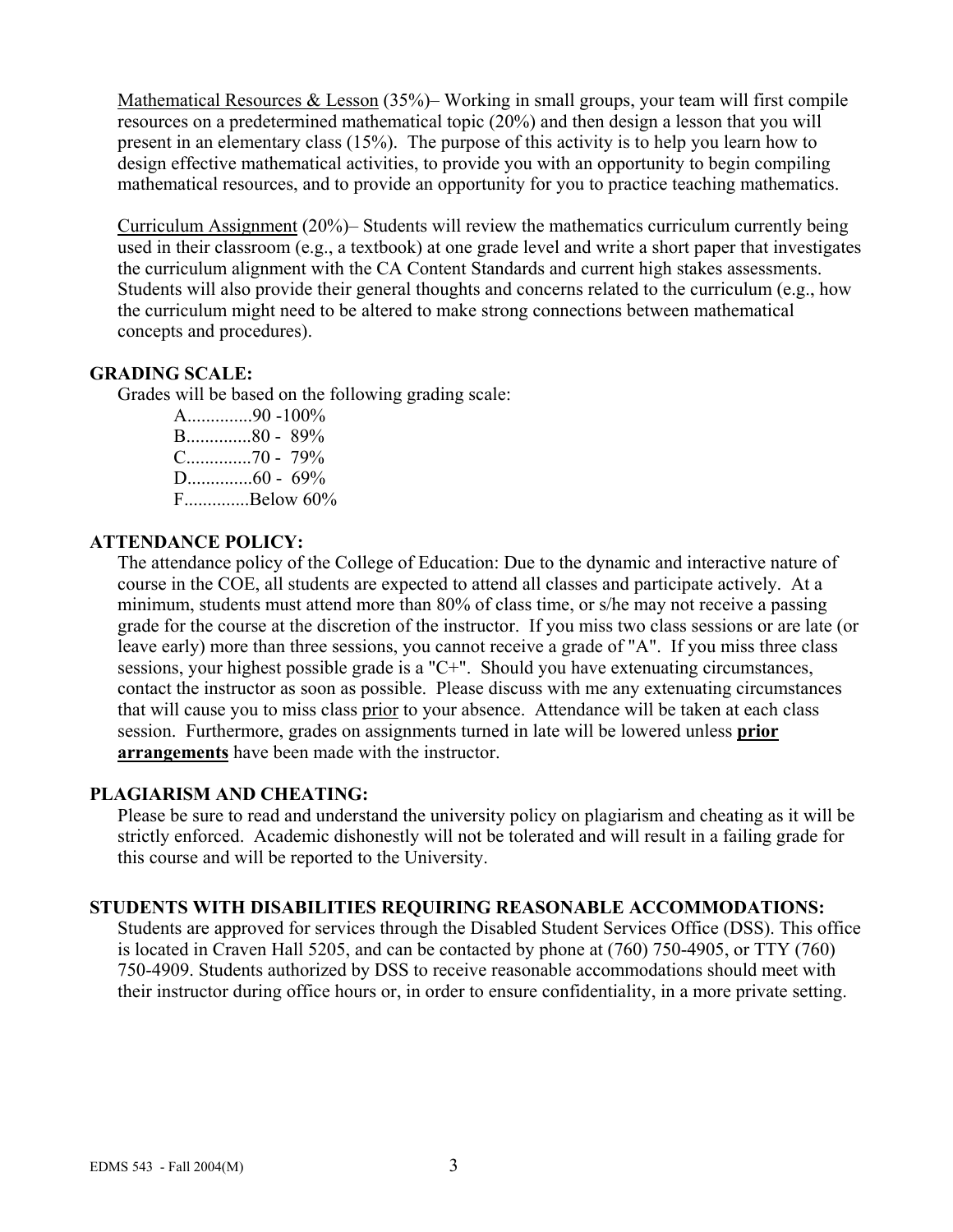Mathematical Resources & Lesson (35%)– Working in small groups, your team will first compile resources on a predetermined mathematical topic (20%) and then design a lesson that you will present in an elementary class (15%). The purpose of this activity is to help you learn how to design effective mathematical activities, to provide you with an opportunity to begin compiling mathematical resources, and to provide an opportunity for you to practice teaching mathematics.

Curriculum Assignment (20%)– Students will review the mathematics curriculum currently being used in their classroom (e.g., a textbook) at one grade level and write a short paper that investigates the curriculum alignment with the CA Content Standards and current high stakes assessments. Students will also provide their general thoughts and concerns related to the curriculum (e.g., how the curriculum might need to be altered to make strong connections between mathematical concepts and procedures).

### GRADING SCALE:

Grades will be based on the following grading scale:

A..............90 -100%
B..............80 - 89%
C..............70 - 79%
D..............60 - 69%
F..............Below 60%

### ATTENDANCE POLICY:

The attendance policy of the College of Education: Due to the dynamic and interactive nature of course in the COE, all students are expected to attend all classes and participate actively. At a minimum, students must attend more than 80% of class time, or s/he may not receive a passing grade for the course at the discretion of the instructor. If you miss two class sessions or are late (or leave early) more than three sessions, you cannot receive a grade of "A". If you miss three class sessions, your highest possible grade is a "C+". Should you have extenuating circumstances, contact the instructor as soon as possible. Please discuss with me any extenuating circumstances that will cause you to miss class prior to your absence. Attendance will be taken at each class session. Furthermore, grades on assignments turned in late will be lowered unless **prior arrangements** have been made with the instructor.

### PLAGIARISM AND CHEATING:

Please be sure to read and understand the university policy on plagiarism and cheating as it will be strictly enforced. Academic dishonestly will not be tolerated and will result in a failing grade for this course and will be reported to the University.

### STUDENTS WITH DISABILITIES REQUIRING REASONABLE ACCOMMODATIONS:

Students are approved for services through the Disabled Student Services Office (DSS). This office is located in Craven Hall 5205, and can be contacted by phone at (760) 750-4905, or TTY (760) 750-4909. Students authorized by DSS to receive reasonable accommodations should meet with their instructor during office hours or, in order to ensure confidentiality, in a more private setting.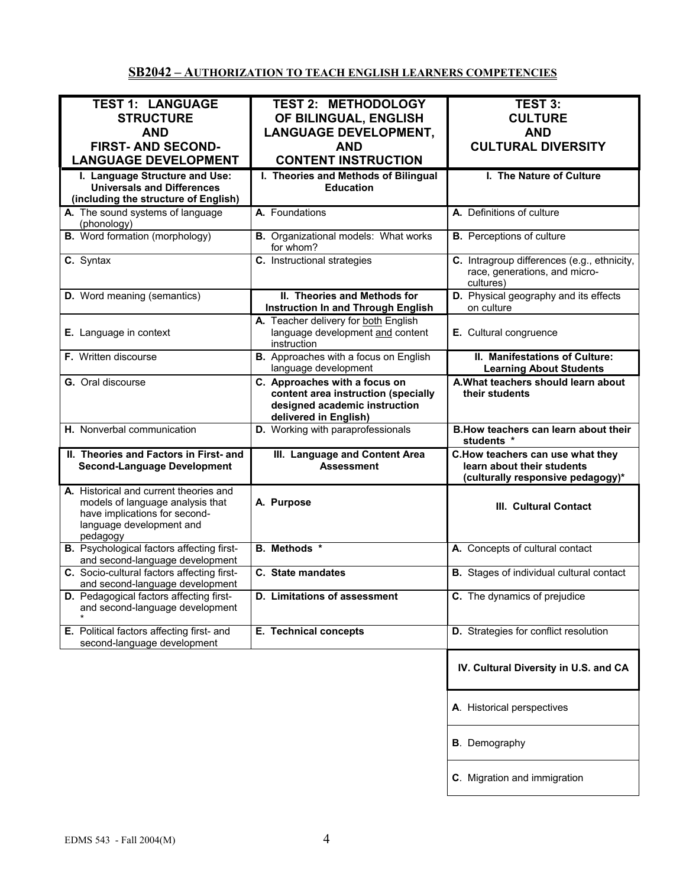## SB2042 – AUTHORIZATION TO TEACH ENGLISH LEARNERS COMPETENCIES

| TEST 1: LANGUAGE STRUCTURE AND FIRST- AND SECOND-LANGUAGE DEVELOPMENT | TEST 2: METHODOLOGY OF BILINGUAL, ENGLISH LANGUAGE DEVELOPMENT, AND CONTENT INSTRUCTION | TEST 3: CULTURE AND CULTURAL DIVERSITY |
|---|---|---|
| **I. Language Structure and Use: Universals and Differences (including the structure of English)** | **I. Theories and Methods of Bilingual Education** | **I. The Nature of Culture** |
| **A.** The sound systems of language (phonology) | **A.** Foundations | **A.** Definitions of culture |
| **B.** Word formation (morphology) | **B.** Organizational models: What works for whom? | **B.** Perceptions of culture |
| **C.** Syntax | **C.** Instructional strategies | **C.** Intragroup differences (e.g., ethnicity, race, generations, and micro-cultures) |
| **D.** Word meaning (semantics) | **II. Theories and Methods for Instruction In and Through English** | **D.** Physical geography and its effects on culture |
| **E.** Language in context | **A.** Teacher delivery for both English language development and content instruction | **E.** Cultural congruence |
| **F.** Written discourse | **B.** Approaches with a focus on English language development | **II. Manifestations of Culture: Learning About Students** |
| **G.** Oral discourse | **C. Approaches with a focus on content area instruction (specially designed academic instruction delivered in English)** | **A. What teachers should learn about their students** |
| **H.** Nonverbal communication | **D.** Working with paraprofessionals | **B. How teachers can learn about their students** * |
| **II. Theories and Factors in First- and Second-Language Development** | **III. Language and Content Area Assessment** | **C. How teachers can use what they learn about their students (culturally responsive pedagogy)*** |
| **A.** Historical and current theories and models of language analysis that have implications for second-language development and pedagogy | **A. Purpose** | **III. Cultural Contact** |
| **B.** Psychological factors affecting first- and second-language development | **B. Methods** * | **A.** Concepts of cultural contact |
| **C.** Socio-cultural factors affecting first- and second-language development | **C. State mandates** | **B.** Stages of individual cultural contact |
| **D.** Pedagogical factors affecting first- and second-language development * | **D. Limitations of assessment** | **C.** The dynamics of prejudice |
| **E.** Political factors affecting first- and second-language development | **E. Technical concepts** | **D.** Strategies for conflict resolution |
| | | **IV. Cultural Diversity in U.S. and CA** |
| | | **A**. Historical perspectives |
| | | **B**. Demography |
| | | **C**. Migration and immigration |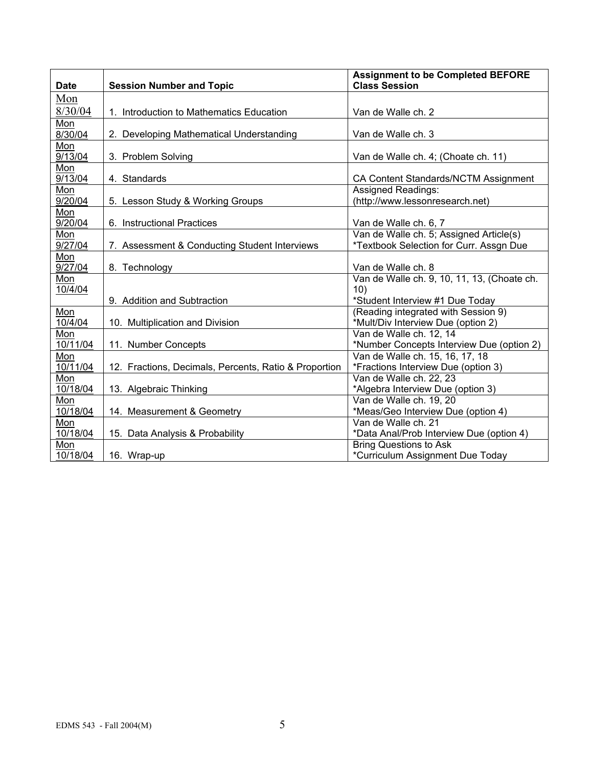| Date | Session Number and Topic | Assignment to be Completed BEFORE Class Session |
|---|---|---|
| Mon 8/30/04 | 1. Introduction to Mathematics Education | Van de Walle ch. 2 |
| Mon 8/30/04 | 2. Developing Mathematical Understanding | Van de Walle ch. 3 |
| Mon 9/13/04 | 3. Problem Solving | Van de Walle ch. 4; (Choate ch. 11) |
| Mon 9/13/04 | 4. Standards | CA Content Standards/NCTM Assignment |
| Mon 9/20/04 | 5. Lesson Study & Working Groups | Assigned Readings: (http://www.lessonresearch.net) |
| Mon 9/20/04 | 6. Instructional Practices | Van de Walle ch. 6, 7 |
| Mon 9/27/04 | 7. Assessment & Conducting Student Interviews | Van de Walle ch. 5; Assigned Article(s) *Textbook Selection for Curr. Assgn Due |
| Mon 9/27/04 | 8. Technology | Van de Walle ch. 8 |
| Mon 10/4/04 | 9. Addition and Subtraction | Van de Walle ch. 9, 10, 11, 13, (Choate ch. 10) *Student Interview #1 Due Today |
| Mon 10/4/04 | 10. Multiplication and Division | (Reading integrated with Session 9) *Mult/Div Interview Due (option 2) |
| Mon 10/11/04 | 11. Number Concepts | Van de Walle ch. 12, 14 *Number Concepts Interview Due (option 2) |
| Mon 10/11/04 | 12. Fractions, Decimals, Percents, Ratio & Proportion | Van de Walle ch. 15, 16, 17, 18 *Fractions Interview Due (option 3) |
| Mon 10/18/04 | 13. Algebraic Thinking | Van de Walle ch. 22, 23 *Algebra Interview Due (option 3) |
| Mon 10/18/04 | 14. Measurement & Geometry | Van de Walle ch. 19, 20 *Meas/Geo Interview Due (option 4) |
| Mon 10/18/04 | 15. Data Analysis & Probability | Van de Walle ch. 21 *Data Anal/Prob Interview Due (option 4) |
| Mon 10/18/04 | 16. Wrap-up | Bring Questions to Ask *Curriculum Assignment Due Today |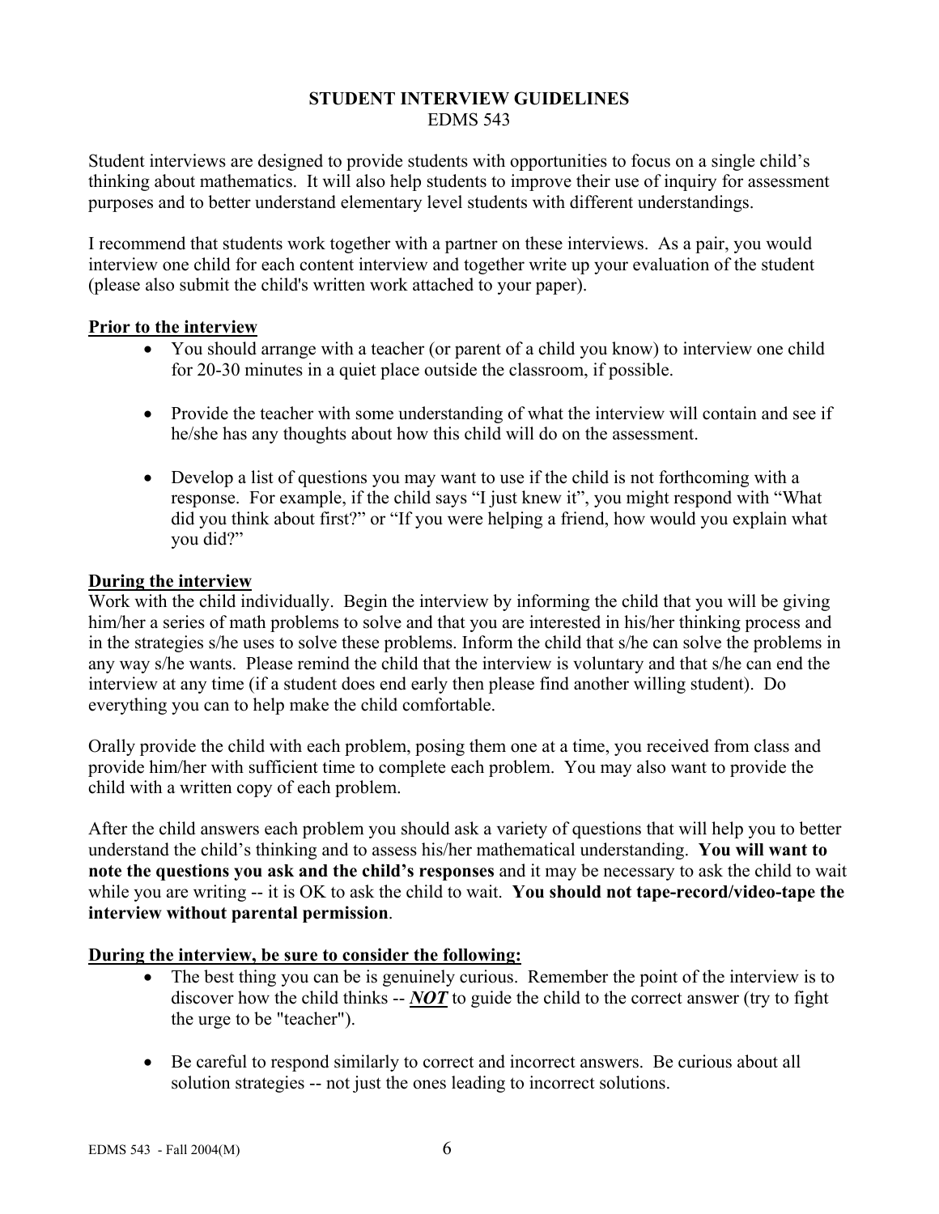## STUDENT INTERVIEW GUIDELINES

EDMS 543

Student interviews are designed to provide students with opportunities to focus on a single child's thinking about mathematics. It will also help students to improve their use of inquiry for assessment purposes and to better understand elementary level students with different understandings.

I recommend that students work together with a partner on these interviews. As a pair, you would interview one child for each content interview and together write up your evaluation of the student (please also submit the child's written work attached to your paper).

### Prior to the interview

- You should arrange with a teacher (or parent of a child you know) to interview one child for 20-30 minutes in a quiet place outside the classroom, if possible.
- Provide the teacher with some understanding of what the interview will contain and see if he/she has any thoughts about how this child will do on the assessment.
- Develop a list of questions you may want to use if the child is not forthcoming with a response. For example, if the child says "I just knew it", you might respond with "What did you think about first?" or "If you were helping a friend, how would you explain what you did?"

### During the interview

Work with the child individually. Begin the interview by informing the child that you will be giving him/her a series of math problems to solve and that you are interested in his/her thinking process and in the strategies s/he uses to solve these problems. Inform the child that s/he can solve the problems in any way s/he wants. Please remind the child that the interview is voluntary and that s/he can end the interview at any time (if a student does end early then please find another willing student). Do everything you can to help make the child comfortable.

Orally provide the child with each problem, posing them one at a time, you received from class and provide him/her with sufficient time to complete each problem. You may also want to provide the child with a written copy of each problem.

After the child answers each problem you should ask a variety of questions that will help you to better understand the child's thinking and to assess his/her mathematical understanding. **You will want to note the questions you ask and the child's responses** and it may be necessary to ask the child to wait while you are writing -- it is OK to ask the child to wait. **You should not tape-record/video-tape the interview without parental permission**.

### During the interview, be sure to consider the following:

- The best thing you can be is genuinely curious. Remember the point of the interview is to discover how the child thinks -- ***NOT*** to guide the child to the correct answer (try to fight the urge to be "teacher").
- Be careful to respond similarly to correct and incorrect answers. Be curious about all solution strategies -- not just the ones leading to incorrect solutions.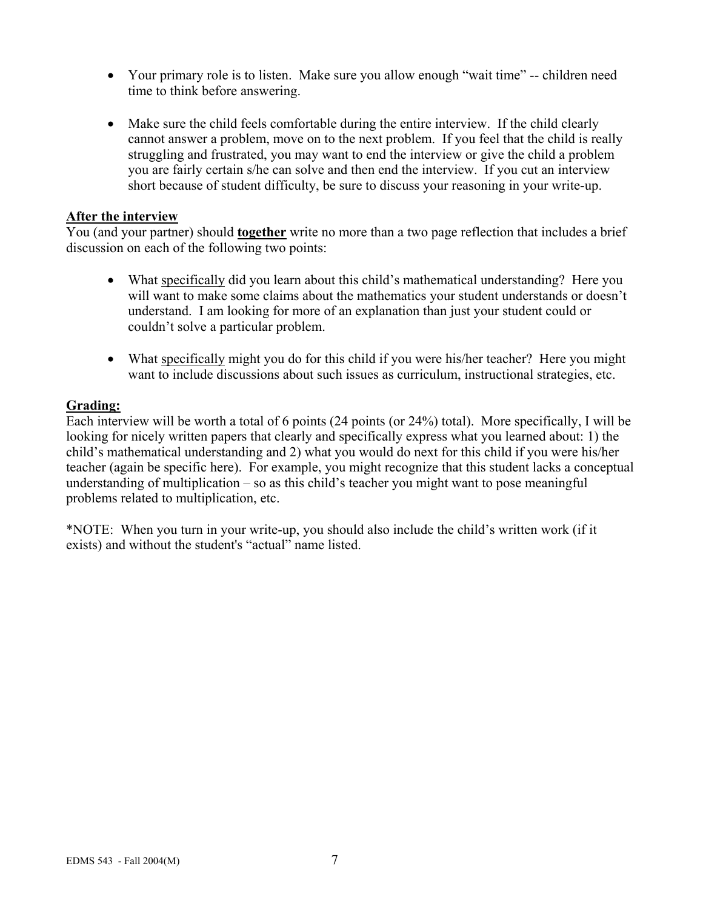- Your primary role is to listen. Make sure you allow enough "wait time" -- children need time to think before answering.

- Make sure the child feels comfortable during the entire interview. If the child clearly cannot answer a problem, move on to the next problem. If you feel that the child is really struggling and frustrated, you may want to end the interview or give the child a problem you are fairly certain s/he can solve and then end the interview. If you cut an interview short because of student difficulty, be sure to discuss your reasoning in your write-up.

**After the interview**

You (and your partner) should **together** write no more than a two page reflection that includes a brief discussion on each of the following two points:

- What specifically did you learn about this child's mathematical understanding? Here you will want to make some claims about the mathematics your student understands or doesn't understand. I am looking for more of an explanation than just your student could or couldn't solve a particular problem.

- What specifically might you do for this child if you were his/her teacher? Here you might want to include discussions about such issues as curriculum, instructional strategies, etc.

**Grading:**

Each interview will be worth a total of 6 points (24 points (or 24%) total). More specifically, I will be looking for nicely written papers that clearly and specifically express what you learned about: 1) the child's mathematical understanding and 2) what you would do next for this child if you were his/her teacher (again be specific here). For example, you might recognize that this student lacks a conceptual understanding of multiplication – so as this child's teacher you might want to pose meaningful problems related to multiplication, etc.

*NOTE: When you turn in your write-up, you should also include the child's written work (if it exists) and without the student's "actual" name listed.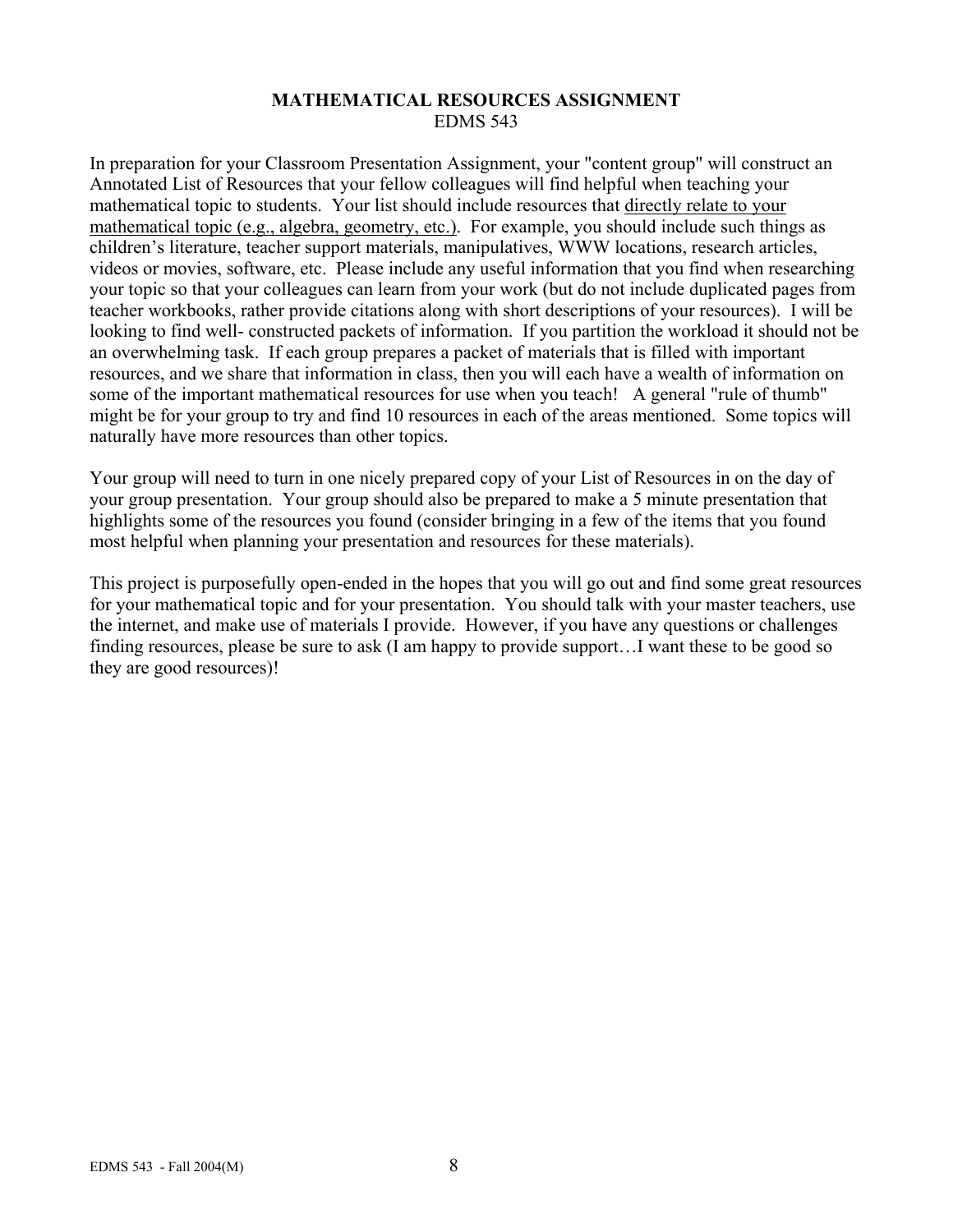**MATHEMATICAL RESOURCES ASSIGNMENT**
EDMS 543

In preparation for your Classroom Presentation Assignment, your "content group" will construct an Annotated List of Resources that your fellow colleagues will find helpful when teaching your mathematical topic to students. Your list should include resources that <u>directly relate to your mathematical topic (e.g., algebra, geometry, etc.)</u>. For example, you should include such things as children's literature, teacher support materials, manipulatives, WWW locations, research articles, videos or movies, software, etc. Please include any useful information that you find when researching your topic so that your colleagues can learn from your work (but do not include duplicated pages from teacher workbooks, rather provide citations along with short descriptions of your resources). I will be looking to find well- constructed packets of information. If you partition the workload it should not be an overwhelming task. If each group prepares a packet of materials that is filled with important resources, and we share that information in class, then you will each have a wealth of information on some of the important mathematical resources for use when you teach! A general "rule of thumb" might be for your group to try and find 10 resources in each of the areas mentioned. Some topics will naturally have more resources than other topics.

Your group will need to turn in one nicely prepared copy of your List of Resources in on the day of your group presentation. Your group should also be prepared to make a 5 minute presentation that highlights some of the resources you found (consider bringing in a few of the items that you found most helpful when planning your presentation and resources for these materials).

This project is purposefully open-ended in the hopes that you will go out and find some great resources for your mathematical topic and for your presentation. You should talk with your master teachers, use the internet, and make use of materials I provide. However, if you have any questions or challenges finding resources, please be sure to ask (I am happy to provide support…I want these to be good so they are good resources)!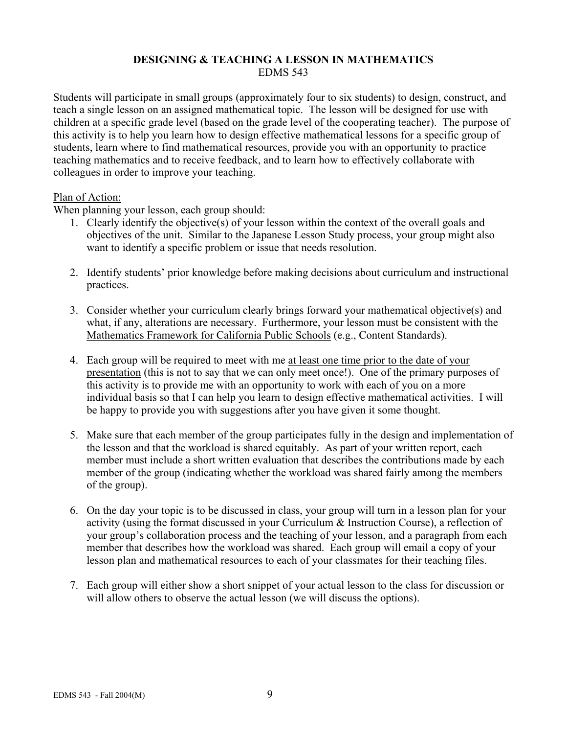## DESIGNING & TEACHING A LESSON IN MATHEMATICS

EDMS 543

Students will participate in small groups (approximately four to six students) to design, construct, and teach a single lesson on an assigned mathematical topic. The lesson will be designed for use with children at a specific grade level (based on the grade level of the cooperating teacher). The purpose of this activity is to help you learn how to design effective mathematical lessons for a specific group of students, learn where to find mathematical resources, provide you with an opportunity to practice teaching mathematics and to receive feedback, and to learn how to effectively collaborate with colleagues in order to improve your teaching.

<u>Plan of Action:</u>

When planning your lesson, each group should:

1. Clearly identify the objective(s) of your lesson within the context of the overall goals and objectives of the unit. Similar to the Japanese Lesson Study process, your group might also want to identify a specific problem or issue that needs resolution.

2. Identify students' prior knowledge before making decisions about curriculum and instructional practices.

3. Consider whether your curriculum clearly brings forward your mathematical objective(s) and what, if any, alterations are necessary. Furthermore, your lesson must be consistent with the <u>Mathematics Framework for California Public Schools</u> (e.g., Content Standards).

4. Each group will be required to meet with me <u>at least one time prior to the date of your presentation</u> (this is not to say that we can only meet once!). One of the primary purposes of this activity is to provide me with an opportunity to work with each of you on a more individual basis so that I can help you learn to design effective mathematical activities. I will be happy to provide you with suggestions after you have given it some thought.

5. Make sure that each member of the group participates fully in the design and implementation of the lesson and that the workload is shared equitably. As part of your written report, each member must include a short written evaluation that describes the contributions made by each member of the group (indicating whether the workload was shared fairly among the members of the group).

6. On the day your topic is to be discussed in class, your group will turn in a lesson plan for your activity (using the format discussed in your Curriculum & Instruction Course), a reflection of your group's collaboration process and the teaching of your lesson, and a paragraph from each member that describes how the workload was shared. Each group will email a copy of your lesson plan and mathematical resources to each of your classmates for their teaching files.

7. Each group will either show a short snippet of your actual lesson to the class for discussion or will allow others to observe the actual lesson (we will discuss the options).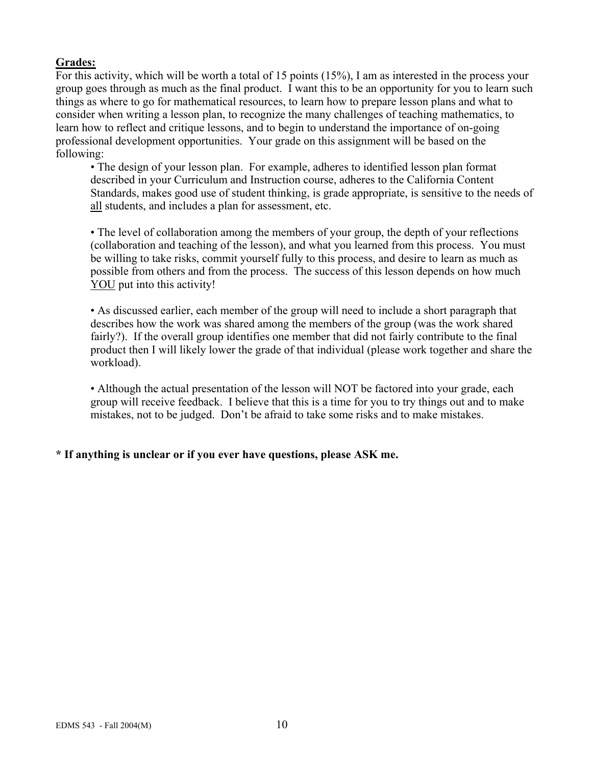**<u>Grades:</u>**

For this activity, which will be worth a total of 15 points (15%), I am as interested in the process your group goes through as much as the final product. I want this to be an opportunity for you to learn such things as where to go for mathematical resources, to learn how to prepare lesson plans and what to consider when writing a lesson plan, to recognize the many challenges of teaching mathematics, to learn how to reflect and critique lessons, and to begin to understand the importance of on-going professional development opportunities. Your grade on this assignment will be based on the following:

- The design of your lesson plan. For example, adheres to identified lesson plan format described in your Curriculum and Instruction course, adheres to the California Content Standards, makes good use of student thinking, is grade appropriate, is sensitive to the needs of <u>all</u> students, and includes a plan for assessment, etc.

- The level of collaboration among the members of your group, the depth of your reflections (collaboration and teaching of the lesson), and what you learned from this process. You must be willing to take risks, commit yourself fully to this process, and desire to learn as much as possible from others and from the process. The success of this lesson depends on how much <u>YOU</u> put into this activity!

- As discussed earlier, each member of the group will need to include a short paragraph that describes how the work was shared among the members of the group (was the work shared fairly?). If the overall group identifies one member that did not fairly contribute to the final product then I will likely lower the grade of that individual (please work together and share the workload).

- Although the actual presentation of the lesson will NOT be factored into your grade, each group will receive feedback. I believe that this is a time for you to try things out and to make mistakes, not to be judged. Don't be afraid to take some risks and to make mistakes.

**\* If anything is unclear or if you ever have questions, please ASK me.**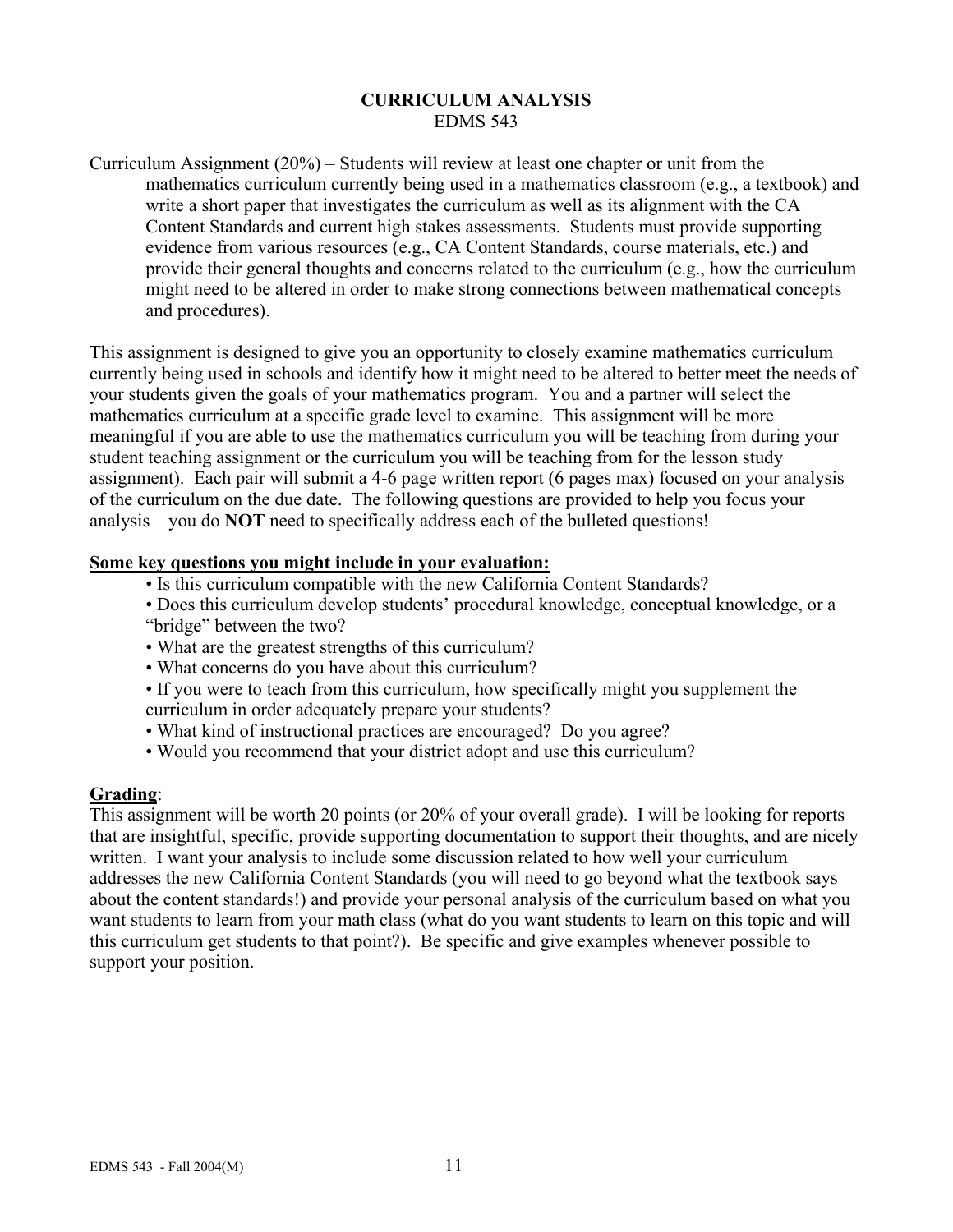# CURRICULUM ANALYSIS

EDMS 543

<u>Curriculum Assignment</u> (20%) – Students will review at least one chapter or unit from the mathematics curriculum currently being used in a mathematics classroom (e.g., a textbook) and write a short paper that investigates the curriculum as well as its alignment with the CA Content Standards and current high stakes assessments. Students must provide supporting evidence from various resources (e.g., CA Content Standards, course materials, etc.) and provide their general thoughts and concerns related to the curriculum (e.g., how the curriculum might need to be altered in order to make strong connections between mathematical concepts and procedures).

This assignment is designed to give you an opportunity to closely examine mathematics curriculum currently being used in schools and identify how it might need to be altered to better meet the needs of your students given the goals of your mathematics program. You and a partner will select the mathematics curriculum at a specific grade level to examine. This assignment will be more meaningful if you are able to use the mathematics curriculum you will be teaching from during your student teaching assignment or the curriculum you will be teaching from for the lesson study assignment). Each pair will submit a 4-6 page written report (6 pages max) focused on your analysis of the curriculum on the due date. The following questions are provided to help you focus your analysis – you do **NOT** need to specifically address each of the bulleted questions!

**<u>Some key questions you might include in your evaluation:</u>**

- Is this curriculum compatible with the new California Content Standards?
- Does this curriculum develop students' procedural knowledge, conceptual knowledge, or a "bridge" between the two?
- What are the greatest strengths of this curriculum?
- What concerns do you have about this curriculum?
- If you were to teach from this curriculum, how specifically might you supplement the curriculum in order adequately prepare your students?
- What kind of instructional practices are encouraged? Do you agree?
- Would you recommend that your district adopt and use this curriculum?

**<u>Grading</u>**:

This assignment will be worth 20 points (or 20% of your overall grade). I will be looking for reports that are insightful, specific, provide supporting documentation to support their thoughts, and are nicely written. I want your analysis to include some discussion related to how well your curriculum addresses the new California Content Standards (you will need to go beyond what the textbook says about the content standards!) and provide your personal analysis of the curriculum based on what you want students to learn from your math class (what do you want students to learn on this topic and will this curriculum get students to that point?). Be specific and give examples whenever possible to support your position.